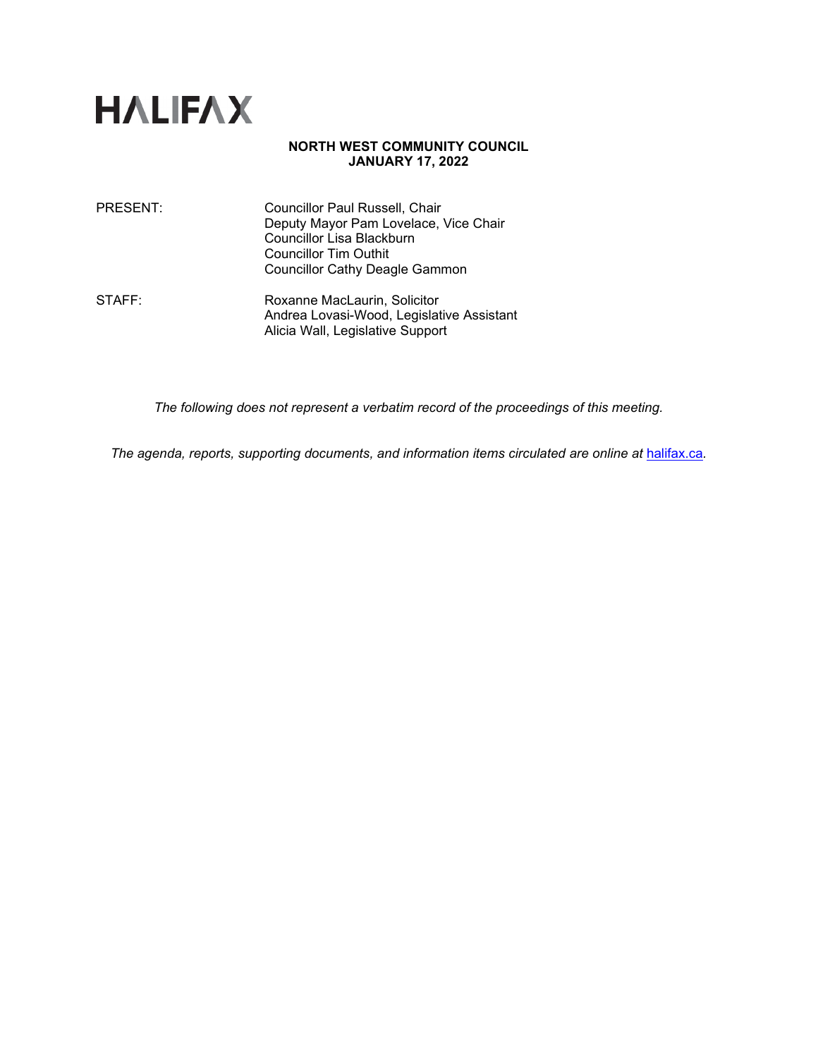# HALIFAX

**NORTH WEST COMMUNITY COUNCIL**
**JANUARY 17, 2022**

| | |
|---|---|
| PRESENT: | Councillor Paul Russell, Chair<br>Deputy Mayor Pam Lovelace, Vice Chair<br>Councillor Lisa Blackburn<br>Councillor Tim Outhit<br>Councillor Cathy Deagle Gammon |
| STAFF: | Roxanne MacLaurin, Solicitor<br>Andrea Lovasi-Wood, Legislative Assistant<br>Alicia Wall, Legislative Support |

*The following does not represent a verbatim record of the proceedings of this meeting.*

*The agenda, reports, supporting documents, and information items circulated are online at [halifax.ca](halifax.ca).*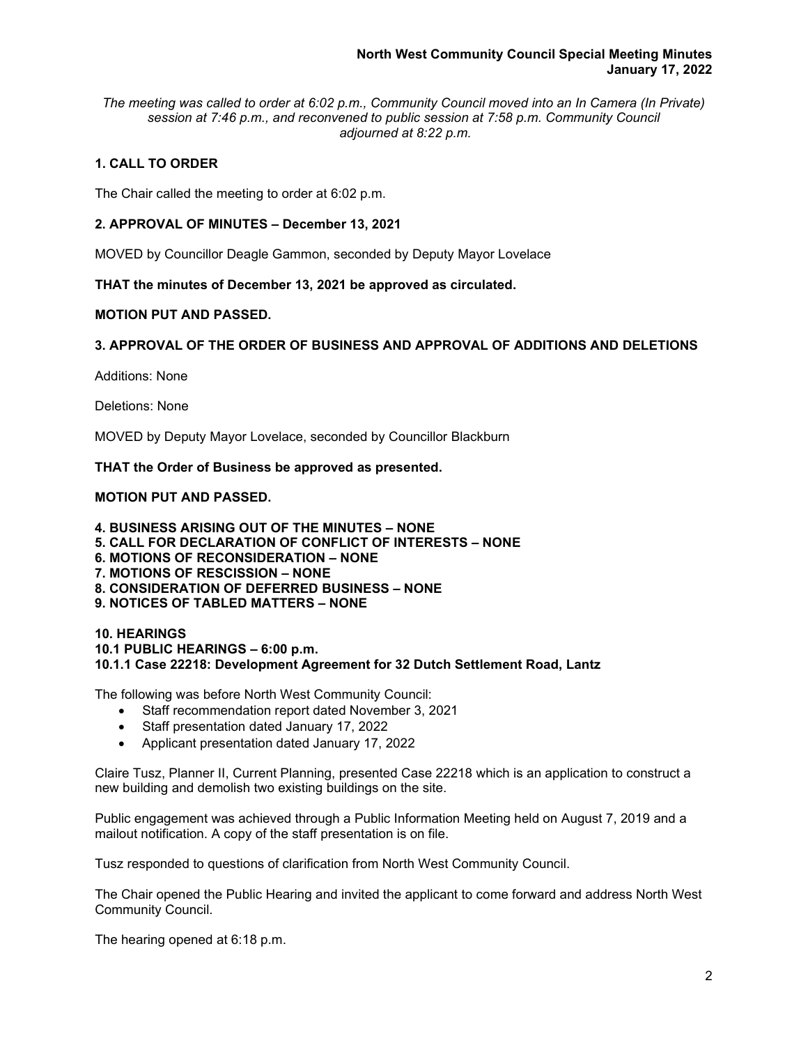*The meeting was called to order at 6:02 p.m., Community Council moved into an In Camera (In Private) session at 7:46 p.m., and reconvened to public session at 7:58 p.m. Community Council adjourned at 8:22 p.m.*

## 1. CALL TO ORDER

The Chair called the meeting to order at 6:02 p.m.

## 2. APPROVAL OF MINUTES – December 13, 2021

MOVED by Councillor Deagle Gammon, seconded by Deputy Mayor Lovelace

**THAT the minutes of December 13, 2021 be approved as circulated.**

**MOTION PUT AND PASSED.**

## 3. APPROVAL OF THE ORDER OF BUSINESS AND APPROVAL OF ADDITIONS AND DELETIONS

Additions: None

Deletions: None

MOVED by Deputy Mayor Lovelace, seconded by Councillor Blackburn

**THAT the Order of Business be approved as presented.**

**MOTION PUT AND PASSED.**

## 4. BUSINESS ARISING OUT OF THE MINUTES – NONE
## 5. CALL FOR DECLARATION OF CONFLICT OF INTERESTS – NONE
## 6. MOTIONS OF RECONSIDERATION – NONE
## 7. MOTIONS OF RESCISSION – NONE
## 8. CONSIDERATION OF DEFERRED BUSINESS – NONE
## 9. NOTICES OF TABLED MATTERS – NONE

## 10. HEARINGS
### 10.1 PUBLIC HEARINGS – 6:00 p.m.
#### 10.1.1 Case 22218: Development Agreement for 32 Dutch Settlement Road, Lantz

The following was before North West Community Council:

- Staff recommendation report dated November 3, 2021
- Staff presentation dated January 17, 2022
- Applicant presentation dated January 17, 2022

Claire Tusz, Planner II, Current Planning, presented Case 22218 which is an application to construct a new building and demolish two existing buildings on the site.

Public engagement was achieved through a Public Information Meeting held on August 7, 2019 and a mailout notification. A copy of the staff presentation is on file.

Tusz responded to questions of clarification from North West Community Council.

The Chair opened the Public Hearing and invited the applicant to come forward and address North West Community Council.

The hearing opened at 6:18 p.m.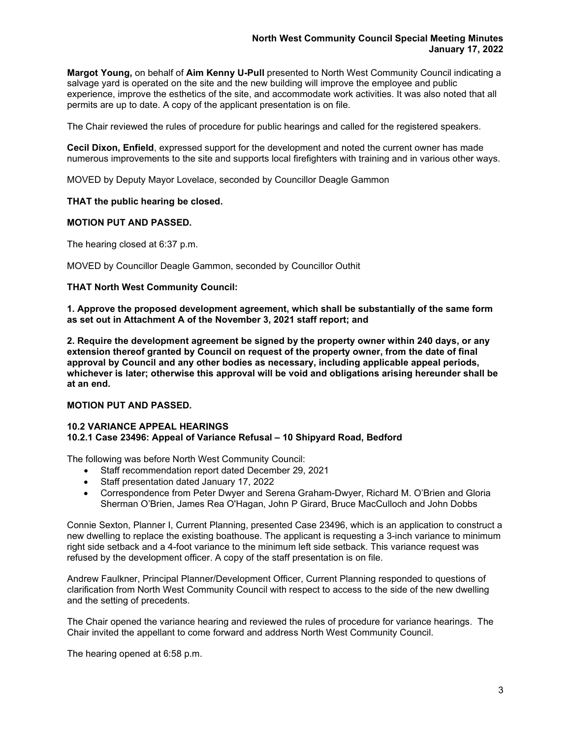**Margot Young,** on behalf of **Aim Kenny U-Pull** presented to North West Community Council indicating a salvage yard is operated on the site and the new building will improve the employee and public experience, improve the esthetics of the site, and accommodate work activities. It was also noted that all permits are up to date. A copy of the applicant presentation is on file.

The Chair reviewed the rules of procedure for public hearings and called for the registered speakers.

**Cecil Dixon, Enfield**, expressed support for the development and noted the current owner has made numerous improvements to the site and supports local firefighters with training and in various other ways.

MOVED by Deputy Mayor Lovelace, seconded by Councillor Deagle Gammon

**THAT the public hearing be closed.**

**MOTION PUT AND PASSED.**

The hearing closed at 6:37 p.m.

MOVED by Councillor Deagle Gammon, seconded by Councillor Outhit

**THAT North West Community Council:**

**1. Approve the proposed development agreement, which shall be substantially of the same form as set out in Attachment A of the November 3, 2021 staff report; and**

**2. Require the development agreement be signed by the property owner within 240 days, or any extension thereof granted by Council on request of the property owner, from the date of final approval by Council and any other bodies as necessary, including applicable appeal periods, whichever is later; otherwise this approval will be void and obligations arising hereunder shall be at an end.**

**MOTION PUT AND PASSED.**

**10.2 VARIANCE APPEAL HEARINGS**
**10.2.1 Case 23496: Appeal of Variance Refusal – 10 Shipyard Road, Bedford**

The following was before North West Community Council:

- Staff recommendation report dated December 29, 2021
- Staff presentation dated January 17, 2022
- Correspondence from Peter Dwyer and Serena Graham-Dwyer, Richard M. O'Brien and Gloria Sherman O'Brien, James Rea O'Hagan, John P Girard, Bruce MacCulloch and John Dobbs

Connie Sexton, Planner I, Current Planning, presented Case 23496, which is an application to construct a new dwelling to replace the existing boathouse. The applicant is requesting a 3-inch variance to minimum right side setback and a 4-foot variance to the minimum left side setback. This variance request was refused by the development officer. A copy of the staff presentation is on file.

Andrew Faulkner, Principal Planner/Development Officer, Current Planning responded to questions of clarification from North West Community Council with respect to access to the side of the new dwelling and the setting of precedents.

The Chair opened the variance hearing and reviewed the rules of procedure for variance hearings. The Chair invited the appellant to come forward and address North West Community Council.

The hearing opened at 6:58 p.m.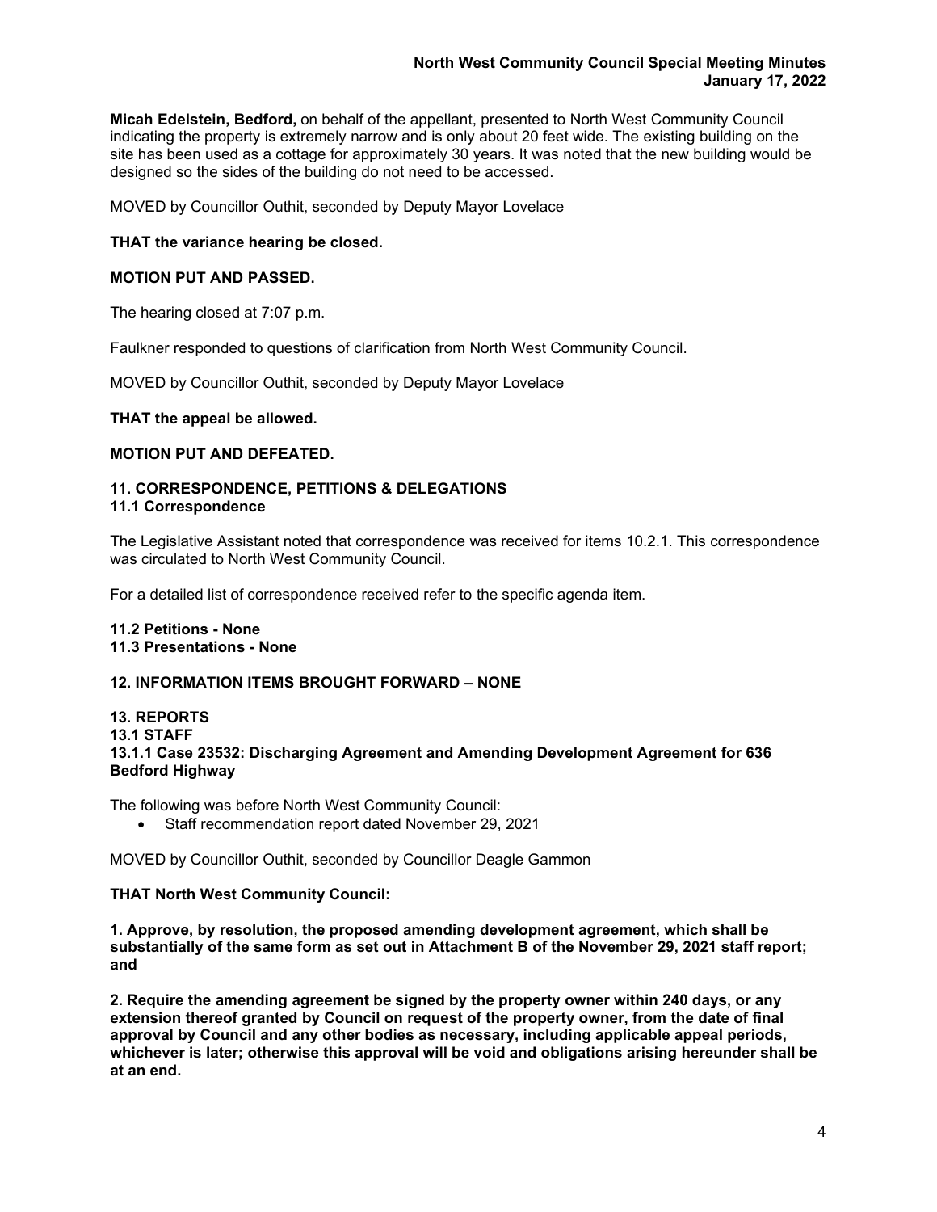**Micah Edelstein, Bedford,** on behalf of the appellant, presented to North West Community Council indicating the property is extremely narrow and is only about 20 feet wide. The existing building on the site has been used as a cottage for approximately 30 years. It was noted that the new building would be designed so the sides of the building do not need to be accessed.

MOVED by Councillor Outhit, seconded by Deputy Mayor Lovelace

**THAT the variance hearing be closed.**

**MOTION PUT AND PASSED.**

The hearing closed at 7:07 p.m.

Faulkner responded to questions of clarification from North West Community Council.

MOVED by Councillor Outhit, seconded by Deputy Mayor Lovelace

**THAT the appeal be allowed.**

**MOTION PUT AND DEFEATED.**

## 11. CORRESPONDENCE, PETITIONS & DELEGATIONS

### 11.1 Correspondence

The Legislative Assistant noted that correspondence was received for items 10.2.1. This correspondence was circulated to North West Community Council.

For a detailed list of correspondence received refer to the specific agenda item.

### 11.2 Petitions - None

### 11.3 Presentations - None

## 12. INFORMATION ITEMS BROUGHT FORWARD – NONE

## 13. REPORTS

### 13.1 STAFF

#### 13.1.1 Case 23532: Discharging Agreement and Amending Development Agreement for 636 Bedford Highway

The following was before North West Community Council:

- Staff recommendation report dated November 29, 2021

MOVED by Councillor Outhit, seconded by Councillor Deagle Gammon

**THAT North West Community Council:**

**1. Approve, by resolution, the proposed amending development agreement, which shall be substantially of the same form as set out in Attachment B of the November 29, 2021 staff report; and**

**2. Require the amending agreement be signed by the property owner within 240 days, or any extension thereof granted by Council on request of the property owner, from the date of final approval by Council and any other bodies as necessary, including applicable appeal periods, whichever is later; otherwise this approval will be void and obligations arising hereunder shall be at an end.**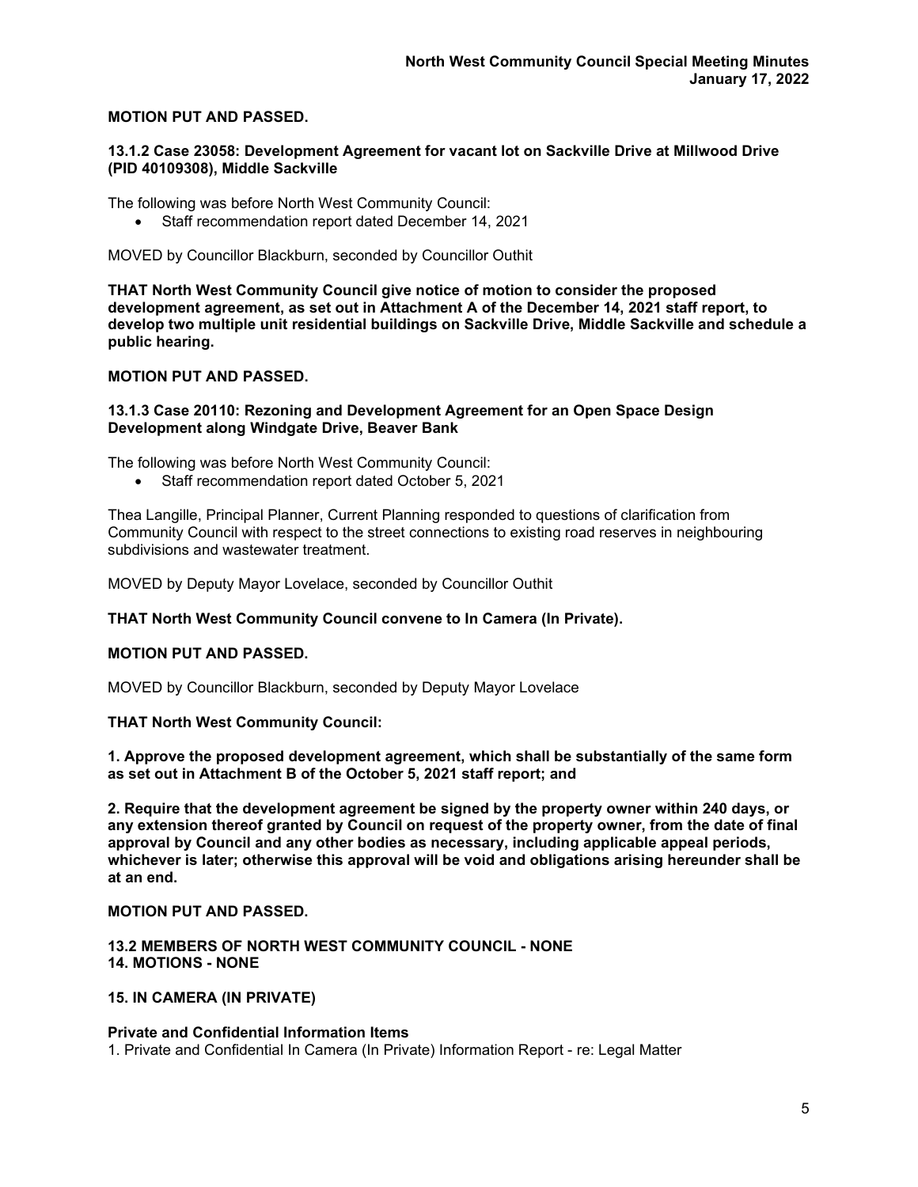**MOTION PUT AND PASSED.**

### 13.1.2 Case 23058: Development Agreement for vacant lot on Sackville Drive at Millwood Drive (PID 40109308), Middle Sackville

The following was before North West Community Council:

- Staff recommendation report dated December 14, 2021

MOVED by Councillor Blackburn, seconded by Councillor Outhit

**THAT North West Community Council give notice of motion to consider the proposed development agreement, as set out in Attachment A of the December 14, 2021 staff report, to develop two multiple unit residential buildings on Sackville Drive, Middle Sackville and schedule a public hearing.**

**MOTION PUT AND PASSED.**

### 13.1.3 Case 20110: Rezoning and Development Agreement for an Open Space Design Development along Windgate Drive, Beaver Bank

The following was before North West Community Council:

- Staff recommendation report dated October 5, 2021

Thea Langille, Principal Planner, Current Planning responded to questions of clarification from Community Council with respect to the street connections to existing road reserves in neighbouring subdivisions and wastewater treatment.

MOVED by Deputy Mayor Lovelace, seconded by Councillor Outhit

**THAT North West Community Council convene to In Camera (In Private).**

**MOTION PUT AND PASSED.**

MOVED by Councillor Blackburn, seconded by Deputy Mayor Lovelace

**THAT North West Community Council:**

**1. Approve the proposed development agreement, which shall be substantially of the same form as set out in Attachment B of the October 5, 2021 staff report; and**

**2. Require that the development agreement be signed by the property owner within 240 days, or any extension thereof granted by Council on request of the property owner, from the date of final approval by Council and any other bodies as necessary, including applicable appeal periods, whichever is later; otherwise this approval will be void and obligations arising hereunder shall be at an end.**

**MOTION PUT AND PASSED.**

### 13.2 MEMBERS OF NORTH WEST COMMUNITY COUNCIL - NONE
### 14. MOTIONS - NONE

### 15. IN CAMERA (IN PRIVATE)

**Private and Confidential Information Items**

1. Private and Confidential In Camera (In Private) Information Report - re: Legal Matter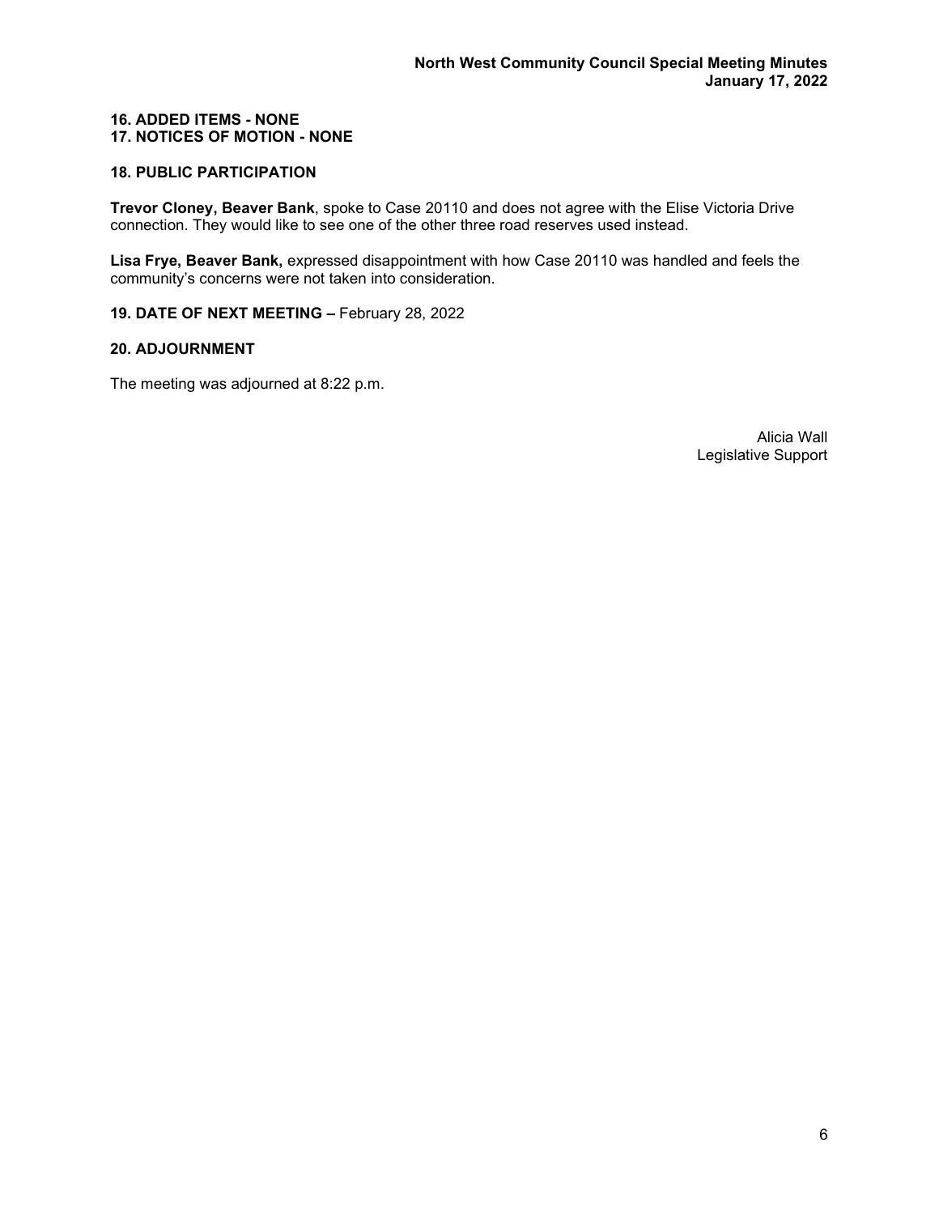**16. ADDED ITEMS - NONE**
**17. NOTICES OF MOTION - NONE**

**18. PUBLIC PARTICIPATION**

**Trevor Cloney, Beaver Bank**, spoke to Case 20110 and does not agree with the Elise Victoria Drive connection. They would like to see one of the other three road reserves used instead.

**Lisa Frye, Beaver Bank,** expressed disappointment with how Case 20110 was handled and feels the community's concerns were not taken into consideration.

**19. DATE OF NEXT MEETING –** February 28, 2022

**20. ADJOURNMENT**

The meeting was adjourned at 8:22 p.m.

Alicia Wall
Legislative Support